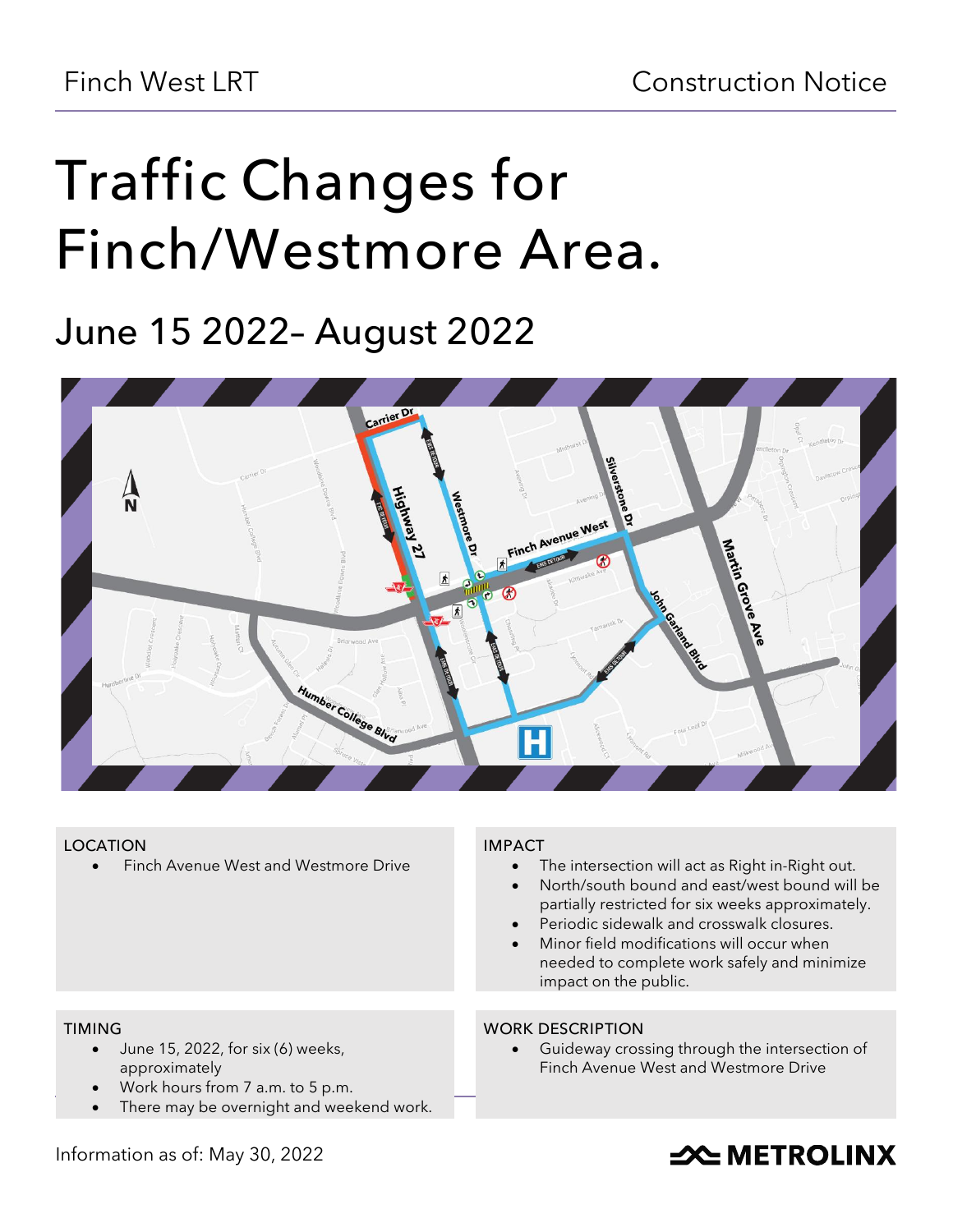Finch West LRT

Construction Notice

# Traffic Changes for Finch/Westmore Area.

## June 15 2022– August 2022

### LOCATION

- Finch Avenue West and Westmore Drive

### IMPACT

- The intersection will act as Right in-Right out.
- North/south bound and east/west bound will be partially restricted for six weeks approximately.
- Periodic sidewalk and crosswalk closures.
- Minor field modifications will occur when needed to complete work safely and minimize impact on the public.

### TIMING

- June 15, 2022, for six (6) weeks, approximately
- Work hours from 7 a.m. to 5 p.m.
- There may be overnight and weekend work.

### WORK DESCRIPTION

- Guideway crossing through the intersection of Finch Avenue West and Westmore Drive

Information as of: May 30, 2022

METROLINX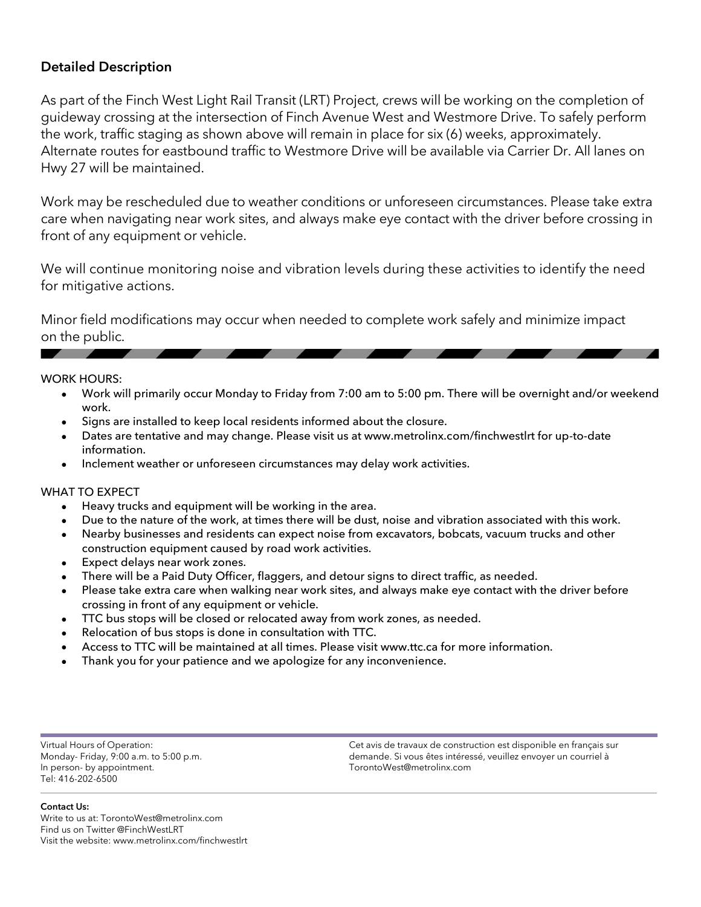## Detailed Description

As part of the Finch West Light Rail Transit (LRT) Project, crews will be working on the completion of guideway crossing at the intersection of Finch Avenue West and Westmore Drive. To safely perform the work, traffic staging as shown above will remain in place for six (6) weeks, approximately. Alternate routes for eastbound traffic to Westmore Drive will be available via Carrier Dr. All lanes on Hwy 27 will be maintained.

Work may be rescheduled due to weather conditions or unforeseen circumstances. Please take extra care when navigating near work sites, and always make eye contact with the driver before crossing in front of any equipment or vehicle.

We will continue monitoring noise and vibration levels during these activities to identify the need for mitigative actions.

Minor field modifications may occur when needed to complete work safely and minimize impact on the public.

WORK HOURS:

- Work will primarily occur Monday to Friday from 7:00 am to 5:00 pm. There will be overnight and/or weekend work.
- Signs are installed to keep local residents informed about the closure.
- Dates are tentative and may change. Please visit us at www.metrolinx.com/finchwestlrt for up-to-date information.
- Inclement weather or unforeseen circumstances may delay work activities.

WHAT TO EXPECT

- Heavy trucks and equipment will be working in the area.
- Due to the nature of the work, at times there will be dust, noise and vibration associated with this work.
- Nearby businesses and residents can expect noise from excavators, bobcats, vacuum trucks and other construction equipment caused by road work activities.
- Expect delays near work zones.
- There will be a Paid Duty Officer, flaggers, and detour signs to direct traffic, as needed.
- Please take extra care when walking near work sites, and always make eye contact with the driver before crossing in front of any equipment or vehicle.
- TTC bus stops will be closed or relocated away from work zones, as needed.
- Relocation of bus stops is done in consultation with TTC.
- Access to TTC will be maintained at all times. Please visit www.ttc.ca for more information.
- Thank you for your patience and we apologize for any inconvenience.

Virtual Hours of Operation:
Monday- Friday, 9:00 a.m. to 5:00 p.m.
In person- by appointment.
Tel: 416-202-6500

Cet avis de travaux de construction est disponible en français sur demande. Si vous êtes intéressé, veuillez envoyer un courriel à TorontoWest@metrolinx.com

**Contact Us:**
Write to us at: TorontoWest@metrolinx.com
Find us on Twitter @FinchWestLRT
Visit the website: www.metrolinx.com/finchwestlrt